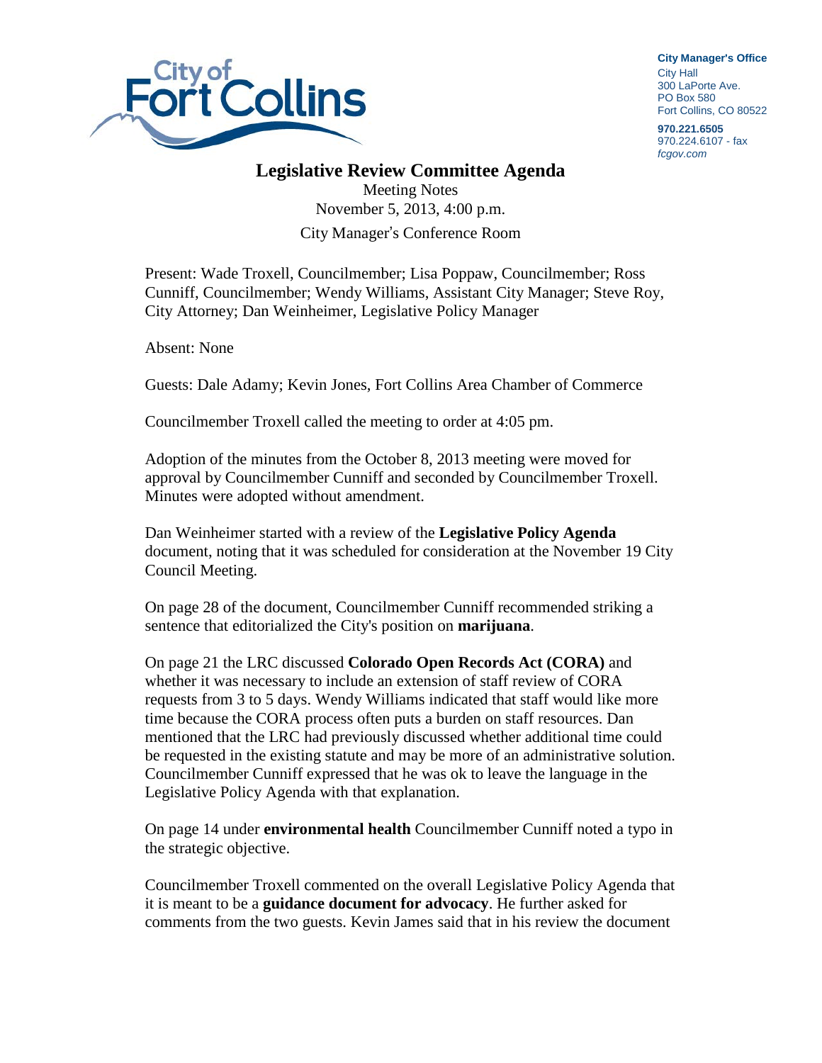City of Fort Collins

**City Manager's Office**
City Hall
300 LaPorte Ave.
PO Box 580
Fort Collins, CO 80522

**970.221.6505**
970.224.6107 - fax
*fcgov.com*

# Legislative Review Committee Agenda

Meeting Notes
November 5, 2013, 4:00 p.m.
City Manager's Conference Room

Present: Wade Troxell, Councilmember; Lisa Poppaw, Councilmember; Ross Cunniff, Councilmember; Wendy Williams, Assistant City Manager; Steve Roy, City Attorney; Dan Weinheimer, Legislative Policy Manager

Absent: None

Guests: Dale Adamy; Kevin Jones, Fort Collins Area Chamber of Commerce

Councilmember Troxell called the meeting to order at 4:05 pm.

Adoption of the minutes from the October 8, 2013 meeting were moved for approval by Councilmember Cunniff and seconded by Councilmember Troxell. Minutes were adopted without amendment.

Dan Weinheimer started with a review of the **Legislative Policy Agenda** document, noting that it was scheduled for consideration at the November 19 City Council Meeting.

On page 28 of the document, Councilmember Cunniff recommended striking a sentence that editorialized the City's position on **marijuana**.

On page 21 the LRC discussed **Colorado Open Records Act (CORA)** and whether it was necessary to include an extension of staff review of CORA requests from 3 to 5 days. Wendy Williams indicated that staff would like more time because the CORA process often puts a burden on staff resources. Dan mentioned that the LRC had previously discussed whether additional time could be requested in the existing statute and may be more of an administrative solution. Councilmember Cunniff expressed that he was ok to leave the language in the Legislative Policy Agenda with that explanation.

On page 14 under **environmental health** Councilmember Cunniff noted a typo in the strategic objective.

Councilmember Troxell commented on the overall Legislative Policy Agenda that it is meant to be a **guidance document for advocacy**. He further asked for comments from the two guests. Kevin James said that in his review the document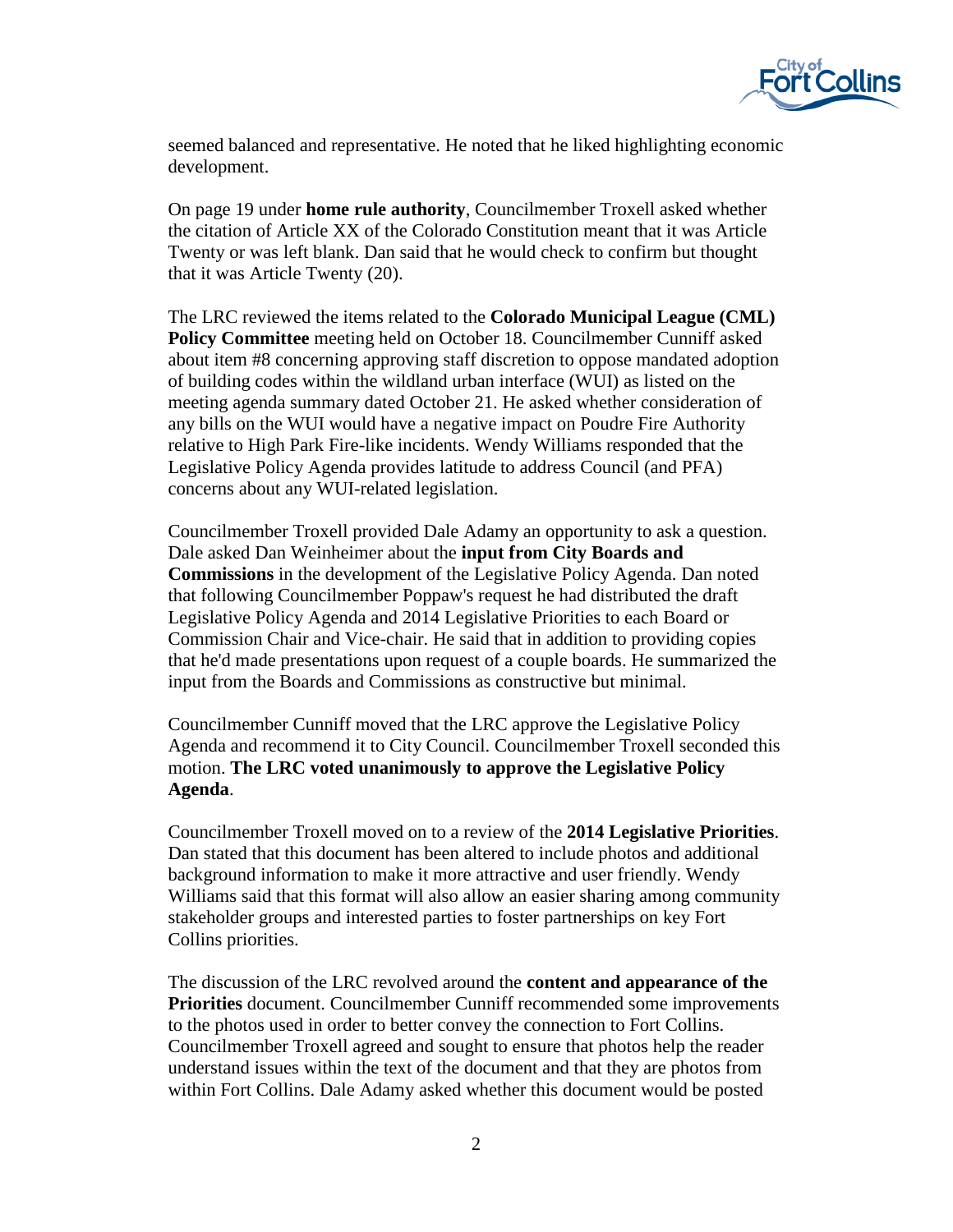seemed balanced and representative. He noted that he liked highlighting economic development.

On page 19 under **home rule authority**, Councilmember Troxell asked whether the citation of Article XX of the Colorado Constitution meant that it was Article Twenty or was left blank. Dan said that he would check to confirm but thought that it was Article Twenty (20).

The LRC reviewed the items related to the **Colorado Municipal League (CML) Policy Committee** meeting held on October 18. Councilmember Cunniff asked about item #8 concerning approving staff discretion to oppose mandated adoption of building codes within the wildland urban interface (WUI) as listed on the meeting agenda summary dated October 21. He asked whether consideration of any bills on the WUI would have a negative impact on Poudre Fire Authority relative to High Park Fire-like incidents. Wendy Williams responded that the Legislative Policy Agenda provides latitude to address Council (and PFA) concerns about any WUI-related legislation.

Councilmember Troxell provided Dale Adamy an opportunity to ask a question. Dale asked Dan Weinheimer about the **input from City Boards and Commissions** in the development of the Legislative Policy Agenda. Dan noted that following Councilmember Poppaw's request he had distributed the draft Legislative Policy Agenda and 2014 Legislative Priorities to each Board or Commission Chair and Vice-chair. He said that in addition to providing copies that he'd made presentations upon request of a couple boards. He summarized the input from the Boards and Commissions as constructive but minimal.

Councilmember Cunniff moved that the LRC approve the Legislative Policy Agenda and recommend it to City Council. Councilmember Troxell seconded this motion. **The LRC voted unanimously to approve the Legislative Policy Agenda**.

Councilmember Troxell moved on to a review of the **2014 Legislative Priorities**. Dan stated that this document has been altered to include photos and additional background information to make it more attractive and user friendly. Wendy Williams said that this format will also allow an easier sharing among community stakeholder groups and interested parties to foster partnerships on key Fort Collins priorities.

The discussion of the LRC revolved around the **content and appearance of the Priorities** document. Councilmember Cunniff recommended some improvements to the photos used in order to better convey the connection to Fort Collins. Councilmember Troxell agreed and sought to ensure that photos help the reader understand issues within the text of the document and that they are photos from within Fort Collins. Dale Adamy asked whether this document would be posted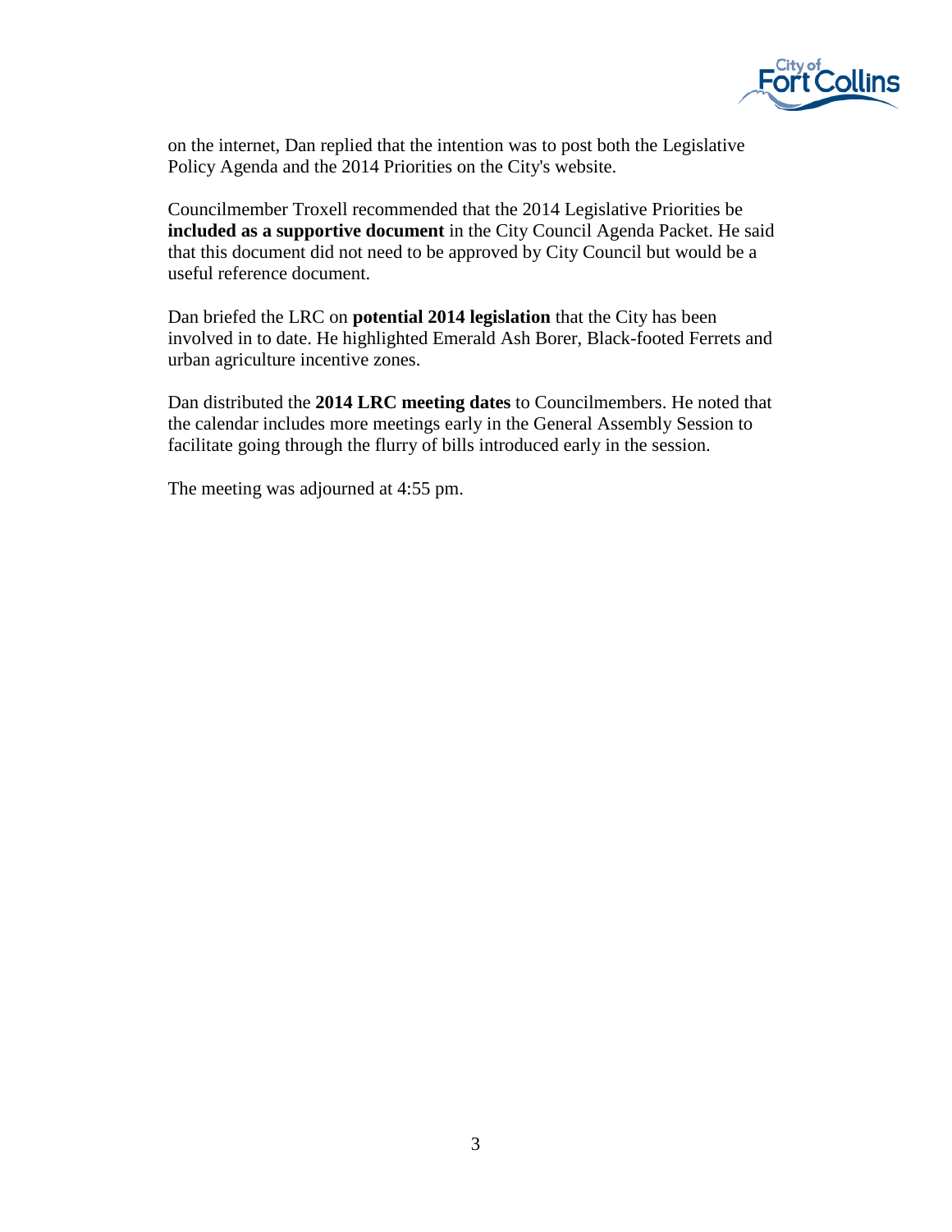on the internet, Dan replied that the intention was to post both the Legislative Policy Agenda and the 2014 Priorities on the City's website.

Councilmember Troxell recommended that the 2014 Legislative Priorities be **included as a supportive document** in the City Council Agenda Packet. He said that this document did not need to be approved by City Council but would be a useful reference document.

Dan briefed the LRC on **potential 2014 legislation** that the City has been involved in to date. He highlighted Emerald Ash Borer, Black-footed Ferrets and urban agriculture incentive zones.

Dan distributed the **2014 LRC meeting dates** to Councilmembers. He noted that the calendar includes more meetings early in the General Assembly Session to facilitate going through the flurry of bills introduced early in the session.

The meeting was adjourned at 4:55 pm.